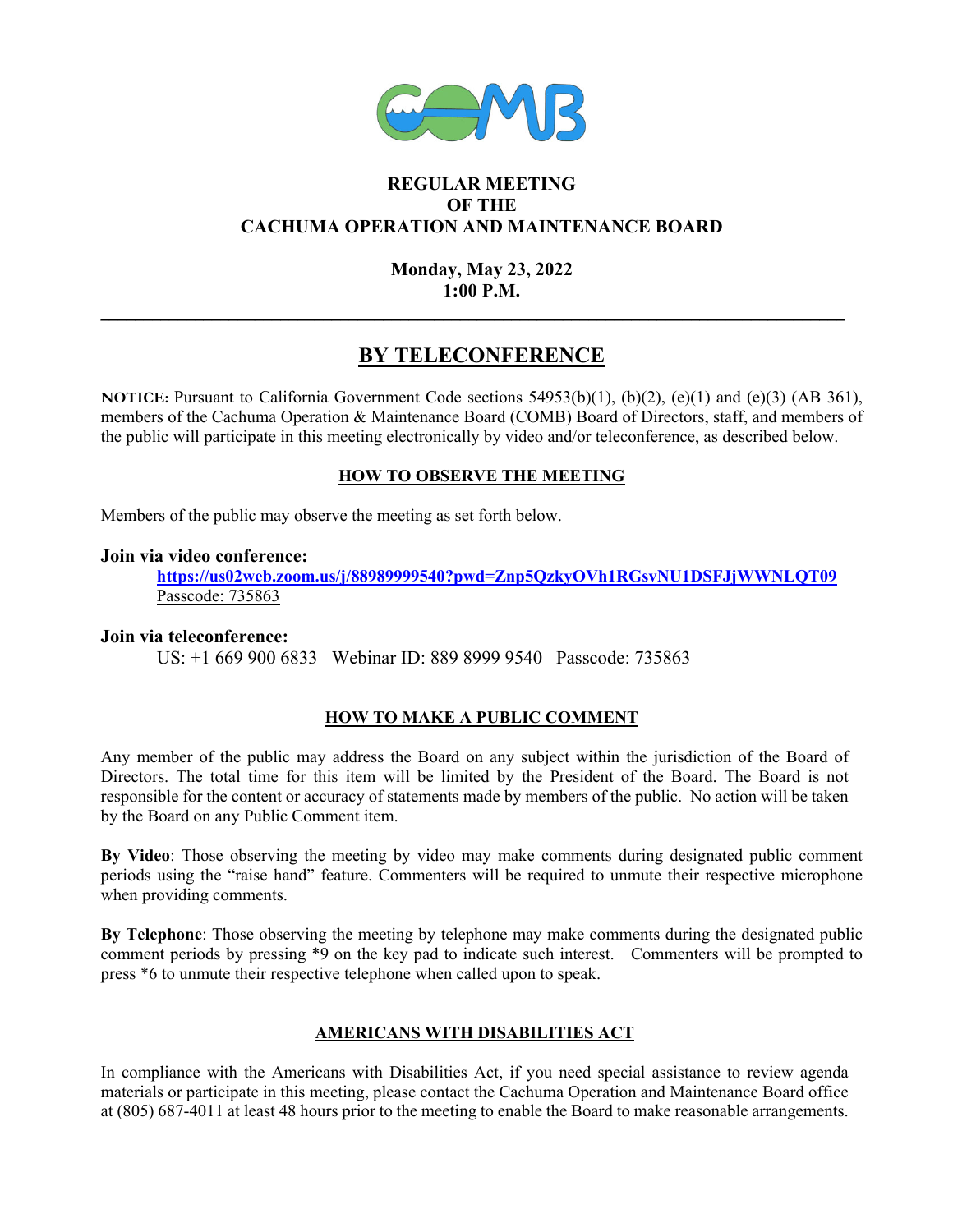**REGULAR MEETING**
**OF THE**
**CACHUMA OPERATION AND MAINTENANCE BOARD**

**Monday, May 23, 2022**
**1:00 P.M.**

---

# BY TELECONFERENCE

**NOTICE:** Pursuant to California Government Code sections 54953(b)(1), (b)(2), (e)(1) and (e)(3) (AB 361), members of the Cachuma Operation & Maintenance Board (COMB) Board of Directors, staff, and members of the public will participate in this meeting electronically by video and/or teleconference, as described below.

## HOW TO OBSERVE THE MEETING

Members of the public may observe the meeting as set forth below.

**Join via video conference:**

**https://us02web.zoom.us/j/88989999540?pwd=Znp5QzkyOVh1RGsvNU1DSFJjWWNLQT09**
Passcode: 735863

**Join via teleconference:**

US: +1 669 900 6833 Webinar ID: 889 8999 9540 Passcode: 735863

## HOW TO MAKE A PUBLIC COMMENT

Any member of the public may address the Board on any subject within the jurisdiction of the Board of Directors. The total time for this item will be limited by the President of the Board. The Board is not responsible for the content or accuracy of statements made by members of the public. No action will be taken by the Board on any Public Comment item.

**By Video**: Those observing the meeting by video may make comments during designated public comment periods using the "raise hand" feature. Commenters will be required to unmute their respective microphone when providing comments.

**By Telephone**: Those observing the meeting by telephone may make comments during the designated public comment periods by pressing *9 on the key pad to indicate such interest. Commenters will be prompted to press *6 to unmute their respective telephone when called upon to speak.

## AMERICANS WITH DISABILITIES ACT

In compliance with the Americans with Disabilities Act, if you need special assistance to review agenda materials or participate in this meeting, please contact the Cachuma Operation and Maintenance Board office at (805) 687-4011 at least 48 hours prior to the meeting to enable the Board to make reasonable arrangements.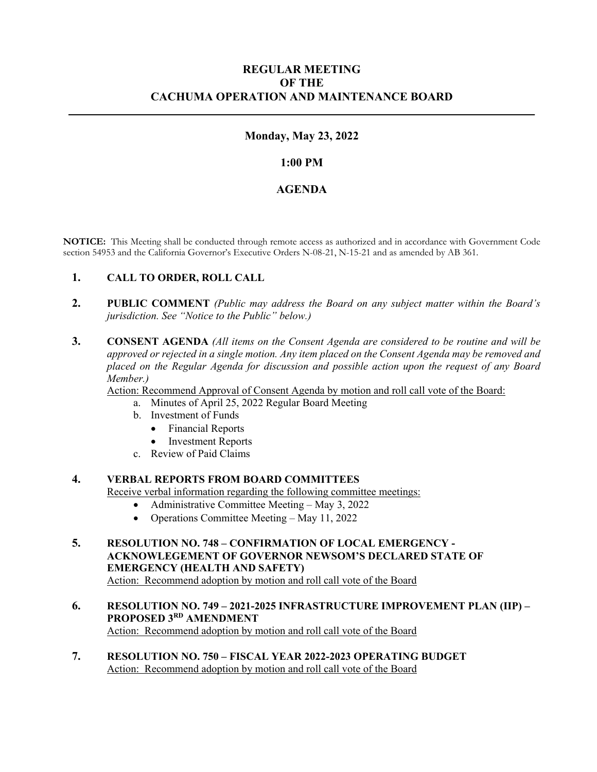# REGULAR MEETING
# OF THE
# CACHUMA OPERATION AND MAINTENANCE BOARD

---

**Monday, May 23, 2022**

**1:00 PM**

**AGENDA**

**NOTICE:** This Meeting shall be conducted through remote access as authorized and in accordance with Government Code section 54953 and the California Governor's Executive Orders N-08-21, N-15-21 and as amended by AB 361.

1. **CALL TO ORDER, ROLL CALL**

2. **PUBLIC COMMENT** *(Public may address the Board on any subject matter within the Board's jurisdiction. See "Notice to the Public" below.)*

3. **CONSENT AGENDA** *(All items on the Consent Agenda are considered to be routine and will be approved or rejected in a single motion. Any item placed on the Consent Agenda may be removed and placed on the Regular Agenda for discussion and possible action upon the request of any Board Member.)*
   Action: Recommend Approval of Consent Agenda by motion and roll call vote of the Board:
   a. Minutes of April 25, 2022 Regular Board Meeting
   b. Investment of Funds
      - Financial Reports
      - Investment Reports
   c. Review of Paid Claims

4. **VERBAL REPORTS FROM BOARD COMMITTEES**
   Receive verbal information regarding the following committee meetings:
   - Administrative Committee Meeting – May 3, 2022
   - Operations Committee Meeting – May 11, 2022

5. **RESOLUTION NO. 748 – CONFIRMATION OF LOCAL EMERGENCY - ACKNOWLEGEMENT OF GOVERNOR NEWSOM'S DECLARED STATE OF EMERGENCY (HEALTH AND SAFETY)**
   Action: Recommend adoption by motion and roll call vote of the Board

6. **RESOLUTION NO. 749 – 2021-2025 INFRASTRUCTURE IMPROVEMENT PLAN (IIP) – PROPOSED 3RD AMENDMENT**
   Action: Recommend adoption by motion and roll call vote of the Board

7. **RESOLUTION NO. 750 – FISCAL YEAR 2022-2023 OPERATING BUDGET**
   Action: Recommend adoption by motion and roll call vote of the Board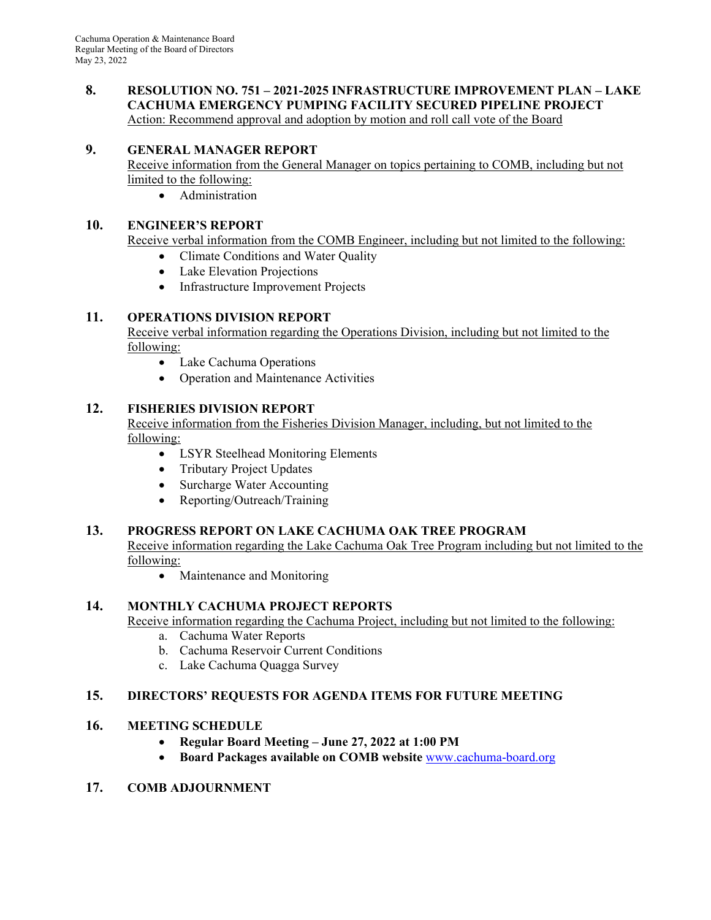**8. RESOLUTION NO. 751 – 2021-2025 INFRASTRUCTURE IMPROVEMENT PLAN – LAKE CACHUMA EMERGENCY PUMPING FACILITY SECURED PIPELINE PROJECT**
Action: Recommend approval and adoption by motion and roll call vote of the Board

**9. GENERAL MANAGER REPORT**
Receive information from the General Manager on topics pertaining to COMB, including but not limited to the following:

- Administration

**10. ENGINEER'S REPORT**
Receive verbal information from the COMB Engineer, including but not limited to the following:

- Climate Conditions and Water Quality
- Lake Elevation Projections
- Infrastructure Improvement Projects

**11. OPERATIONS DIVISION REPORT**
Receive verbal information regarding the Operations Division, including but not limited to the following:

- Lake Cachuma Operations
- Operation and Maintenance Activities

**12. FISHERIES DIVISION REPORT**
Receive information from the Fisheries Division Manager, including, but not limited to the following:

- LSYR Steelhead Monitoring Elements
- Tributary Project Updates
- Surcharge Water Accounting
- Reporting/Outreach/Training

**13. PROGRESS REPORT ON LAKE CACHUMA OAK TREE PROGRAM**
Receive information regarding the Lake Cachuma Oak Tree Program including but not limited to the following:

- Maintenance and Monitoring

**14. MONTHLY CACHUMA PROJECT REPORTS**
Receive information regarding the Cachuma Project, including but not limited to the following:

a. Cachuma Water Reports
b. Cachuma Reservoir Current Conditions
c. Lake Cachuma Quagga Survey

**15. DIRECTORS' REQUESTS FOR AGENDA ITEMS FOR FUTURE MEETING**

**16. MEETING SCHEDULE**

- **Regular Board Meeting – June 27, 2022 at 1:00 PM**
- **Board Packages available on COMB website** www.cachuma-board.org

**17. COMB ADJOURNMENT**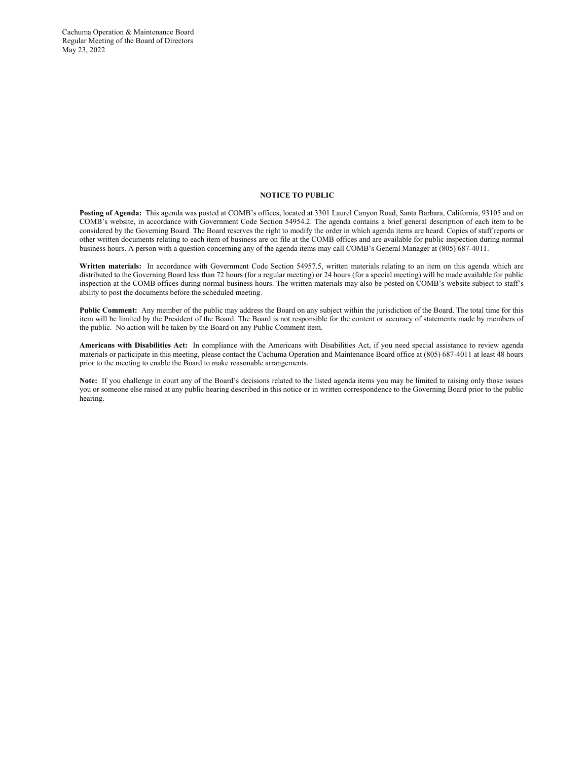## NOTICE TO PUBLIC

**Posting of Agenda:** This agenda was posted at COMB's offices, located at 3301 Laurel Canyon Road, Santa Barbara, California, 93105 and on COMB's website, in accordance with Government Code Section 54954.2. The agenda contains a brief general description of each item to be considered by the Governing Board. The Board reserves the right to modify the order in which agenda items are heard. Copies of staff reports or other written documents relating to each item of business are on file at the COMB offices and are available for public inspection during normal business hours. A person with a question concerning any of the agenda items may call COMB's General Manager at (805) 687-4011.

**Written materials:** In accordance with Government Code Section 54957.5, written materials relating to an item on this agenda which are distributed to the Governing Board less than 72 hours (for a regular meeting) or 24 hours (for a special meeting) will be made available for public inspection at the COMB offices during normal business hours. The written materials may also be posted on COMB's website subject to staff's ability to post the documents before the scheduled meeting.

**Public Comment:** Any member of the public may address the Board on any subject within the jurisdiction of the Board. The total time for this item will be limited by the President of the Board. The Board is not responsible for the content or accuracy of statements made by members of the public. No action will be taken by the Board on any Public Comment item.

**Americans with Disabilities Act:** In compliance with the Americans with Disabilities Act, if you need special assistance to review agenda materials or participate in this meeting, please contact the Cachuma Operation and Maintenance Board office at (805) 687-4011 at least 48 hours prior to the meeting to enable the Board to make reasonable arrangements.

**Note:** If you challenge in court any of the Board's decisions related to the listed agenda items you may be limited to raising only those issues you or someone else raised at any public hearing described in this notice or in written correspondence to the Governing Board prior to the public hearing.